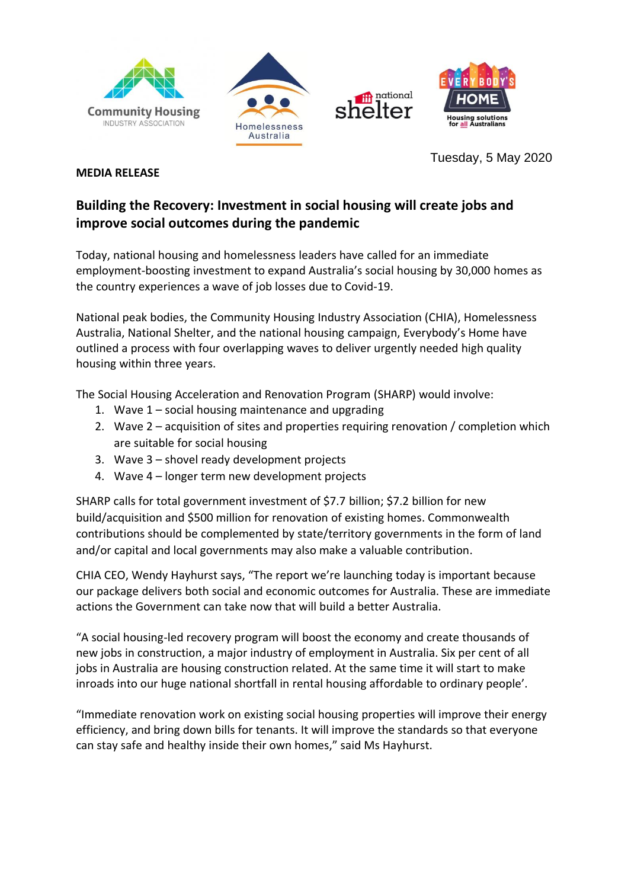Tuesday, 5 May 2020

**MEDIA RELEASE**

## Building the Recovery: Investment in social housing will create jobs and improve social outcomes during the pandemic

Today, national housing and homelessness leaders have called for an immediate employment-boosting investment to expand Australia's social housing by 30,000 homes as the country experiences a wave of job losses due to Covid-19.

National peak bodies, the Community Housing Industry Association (CHIA), Homelessness Australia, National Shelter, and the national housing campaign, Everybody's Home have outlined a process with four overlapping waves to deliver urgently needed high quality housing within three years.

The Social Housing Acceleration and Renovation Program (SHARP) would involve:

1. Wave 1 – social housing maintenance and upgrading
2. Wave 2 – acquisition of sites and properties requiring renovation / completion which are suitable for social housing
3. Wave 3 – shovel ready development projects
4. Wave 4 – longer term new development projects

SHARP calls for total government investment of $7.7 billion; $7.2 billion for new build/acquisition and $500 million for renovation of existing homes. Commonwealth contributions should be complemented by state/territory governments in the form of land and/or capital and local governments may also make a valuable contribution.

CHIA CEO, Wendy Hayhurst says, "The report we're launching today is important because our package delivers both social and economic outcomes for Australia. These are immediate actions the Government can take now that will build a better Australia.

"A social housing-led recovery program will boost the economy and create thousands of new jobs in construction, a major industry of employment in Australia. Six per cent of all jobs in Australia are housing construction related. At the same time it will start to make inroads into our huge national shortfall in rental housing affordable to ordinary people'.

"Immediate renovation work on existing social housing properties will improve their energy efficiency, and bring down bills for tenants. It will improve the standards so that everyone can stay safe and healthy inside their own homes," said Ms Hayhurst.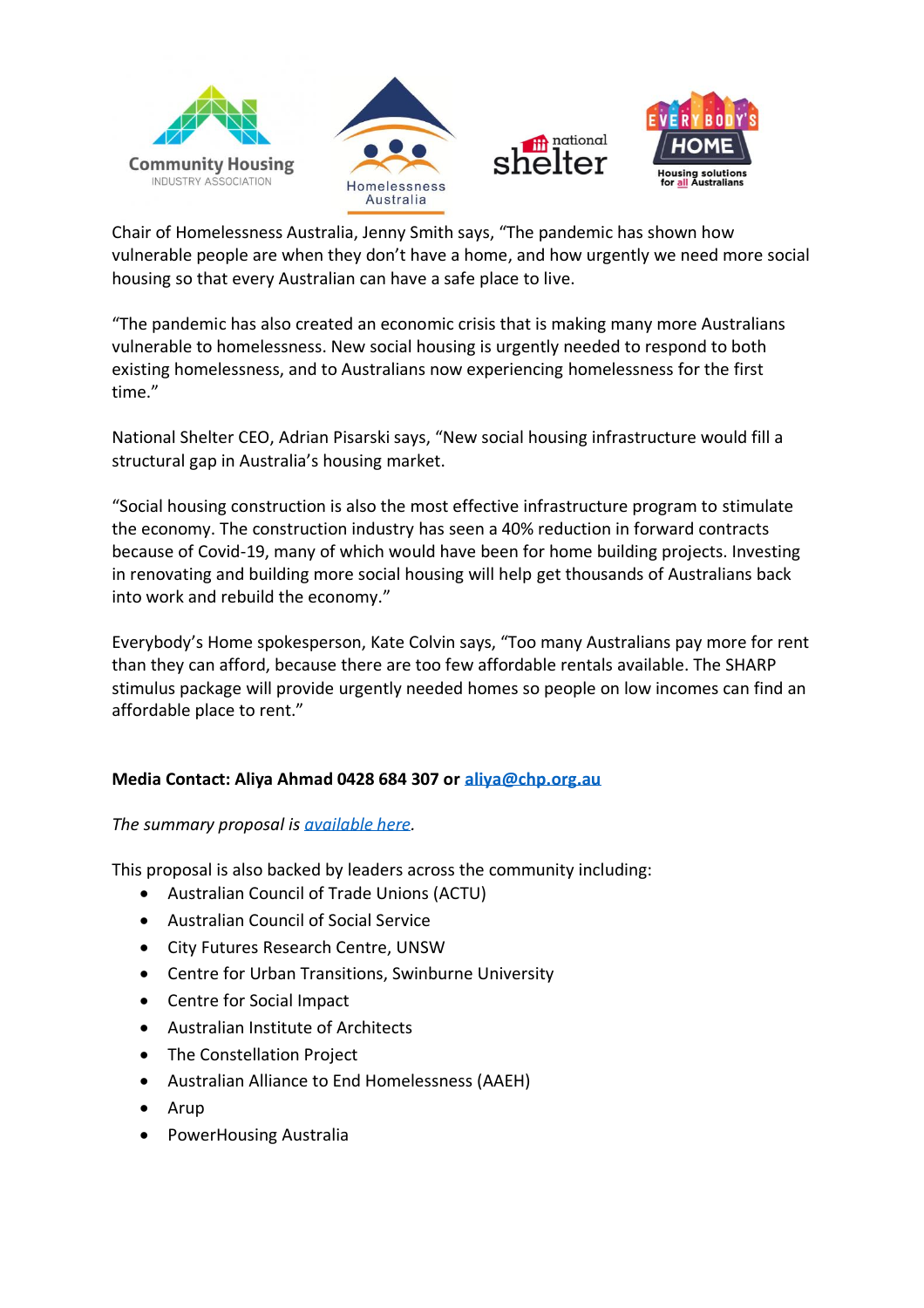Chair of Homelessness Australia, Jenny Smith says, "The pandemic has shown how vulnerable people are when they don't have a home, and how urgently we need more social housing so that every Australian can have a safe place to live.

"The pandemic has also created an economic crisis that is making many more Australians vulnerable to homelessness. New social housing is urgently needed to respond to both existing homelessness, and to Australians now experiencing homelessness for the first time."

National Shelter CEO, Adrian Pisarski says, "New social housing infrastructure would fill a structural gap in Australia's housing market.

"Social housing construction is also the most effective infrastructure program to stimulate the economy. The construction industry has seen a 40% reduction in forward contracts because of Covid-19, many of which would have been for home building projects. Investing in renovating and building more social housing will help get thousands of Australians back into work and rebuild the economy."

Everybody's Home spokesperson, Kate Colvin says, "Too many Australians pay more for rent than they can afford, because there are too few affordable rentals available. The SHARP stimulus package will provide urgently needed homes so people on low incomes can find an affordable place to rent."

**Media Contact: Aliya Ahmad 0428 684 307 or aliya@chp.org.au**

*The summary proposal is available here.*

This proposal is also backed by leaders across the community including:

- Australian Council of Trade Unions (ACTU)
- Australian Council of Social Service
- City Futures Research Centre, UNSW
- Centre for Urban Transitions, Swinburne University
- Centre for Social Impact
- Australian Institute of Architects
- The Constellation Project
- Australian Alliance to End Homelessness (AAEH)
- Arup
- PowerHousing Australia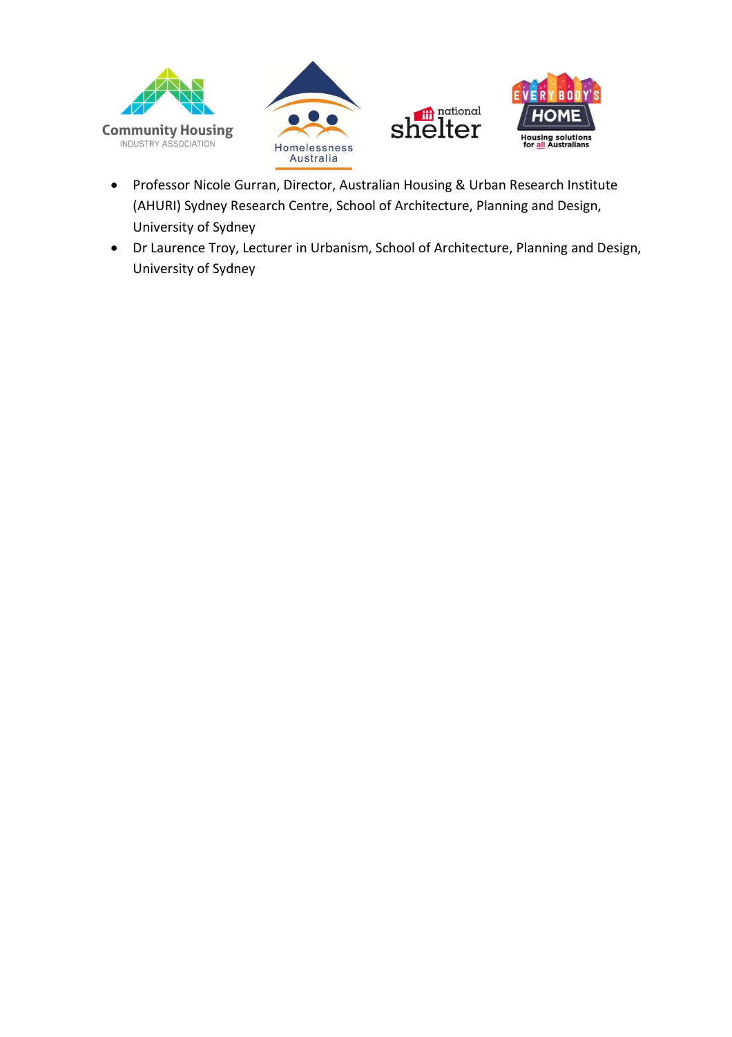- Professor Nicole Gurran, Director, Australian Housing & Urban Research Institute (AHURI) Sydney Research Centre, School of Architecture, Planning and Design, University of Sydney
- Dr Laurence Troy, Lecturer in Urbanism, School of Architecture, Planning and Design, University of Sydney